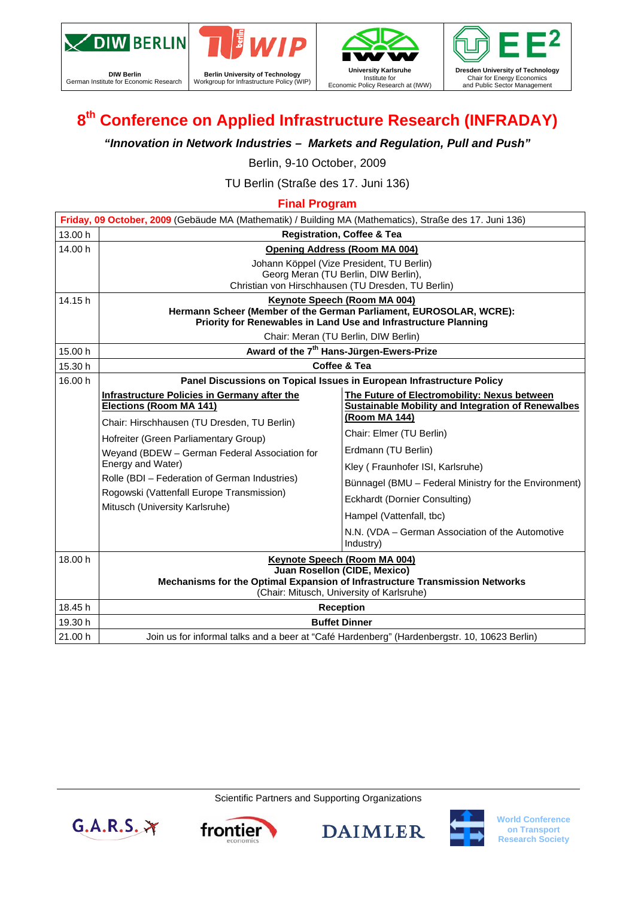DIW Berlin
German Institute for Economic Research

Berlin University of Technology
Workgroup for Infrastructure Policy (WIP)

University Karlsruhe
Institute for
Economic Policy Research at (IWW)

Dresden University of Technology
Chair for Energy Economics
and Public Sector Management

# 8th Conference on Applied Infrastructure Research (INFRADAY)

***"Innovation in Network Industries – Markets and Regulation, Pull and Push"***

Berlin, 9-10 October, 2009

TU Berlin (Straße des 17. Juni 136)

## Final Program

| **Friday, 09 October, 2009** (Gebäude MA (Mathematik) / Building MA (Mathematics), Straße des 17. Juni 136) | | |
|---|---|---|
| 13.00 h | **Registration, Coffee & Tea** | |
| 14.00 h | **Opening Address (Room MA 004)**<br>Johann Köppel (Vize President, TU Berlin)<br>Georg Meran (TU Berlin, DIW Berlin),<br>Christian von Hirschhausen (TU Dresden, TU Berlin) | |
| 14.15 h | **Keynote Speech (Room MA 004)**<br>**Hermann Scheer (Member of the German Parliament, EUROSOLAR, WCRE): Priority for Renewables in Land Use and Infrastructure Planning**<br>Chair: Meran (TU Berlin, DIW Berlin) | |
| 15.00 h | **Award of the 7th Hans-Jürgen-Ewers-Prize** | |
| 15.30 h | **Coffee & Tea** | |
| 16.00 h | **Panel Discussions on Topical Issues in European Infrastructure Policy** | |
| | **Infrastructure Policies in Germany after the Elections (Room MA 141)**<br>Chair: Hirschhausen (TU Dresden, TU Berlin)<br>Hofreiter (Green Parliamentary Group)<br>Weyand (BDEW – German Federal Association for Energy and Water)<br>Rolle (BDI – Federation of German Industries)<br>Rogowski (Vattenfall Europe Transmission)<br>Mitusch (University Karlsruhe) | **The Future of Electromobility: Nexus between Sustainable Mobility and Integration of Renewalbes (Room MA 144)**<br>Chair: Elmer (TU Berlin)<br>Erdmann (TU Berlin)<br>Kley ( Fraunhofer ISI, Karlsruhe)<br>Bünnagel (BMU – Federal Ministry for the Environment)<br>Eckhardt (Dornier Consulting)<br>Hampel (Vattenfall, tbc)<br>N.N. (VDA – German Association of the Automotive Industry) |
| 18.00 h | **Keynote Speech (Room MA 004)**<br>**Juan Rosellon (CIDE, Mexico)**<br>**Mechanisms for the Optimal Expansion of Infrastructure Transmission Networks**<br>(Chair: Mitusch, University of Karlsruhe) | |
| 18.45 h | **Reception** | |
| 19.30 h | **Buffet Dinner** | |
| 21.00 h | Join us for informal talks and a beer at "Café Hardenberg" (Hardenbergstr. 10, 10623 Berlin) | |

Scientific Partners and Supporting Organizations

G.A.R.S. | frontier economics | DAIMLER | World Conference on Transport Research Society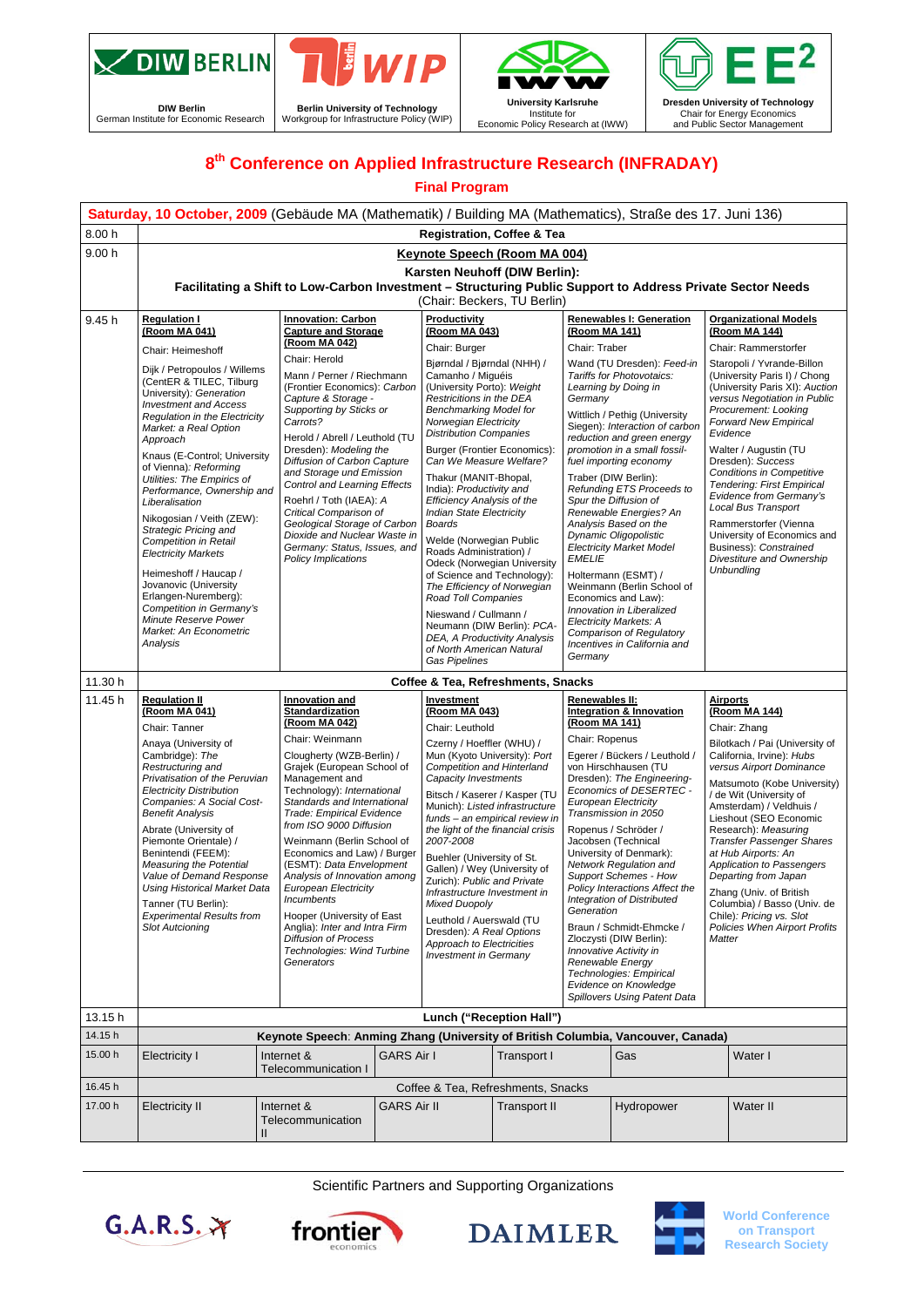DIW Berlin
German Institute for Economic Research

Berlin University of Technology
Workgroup for Infrastructure Policy (WIP)

University Karlsruhe
Institute for
Economic Policy Research at (IWW)

Dresden University of Technology
Chair for Energy Economics
and Public Sector Management

# 8th Conference on Applied Infrastructure Research (INFRADAY)

## Final Program

**Saturday, 10 October, 2009** (Gebäude MA (Mathematik) / Building MA (Mathematics), Straße des 17. Juni 136)

| Time | | | | | |
|---|---|---|---|---|---|
| 8.00 h | **Registration, Coffee & Tea** | | | | |
| 9.00 h | **Keynote Speech (Room MA 004)**<br>**Karsten Neuhoff (DIW Berlin):**<br>**Facilitating a Shift to Low-Carbon Investment – Structuring Public Support to Address Private Sector Needs**<br>(Chair: Beckers, TU Berlin) | | | | |
| 9.45 h | **Regulation I (Room MA 041)**<br>Chair: Heimeshoff<br>Dijk / Petropoulos / Willems (CentER & TILEC, Tilburg University): *Generation Investment and Access Regulation in the Electricity Market: a Real Option Approach*<br>Knaus (E-Control; University of Vienna): *Reforming Utilities: The Empirics of Performance, Ownership and Liberalisation*<br>Nikogosian / Veith (ZEW): *Strategic Pricing and Competition in Retail Electricity Markets*<br>Heimeshoff / Haucap / Jovanovic (University Erlangen-Nuremberg): *Competition in Germany's Minute Reserve Power Market: An Econometric Analysis* | **Innovation: Carbon Capture and Storage (Room MA 042)**<br>Chair: Herold<br>Mann / Perner / Riechmann (Frontier Economics): *Carbon Capture & Storage - Supporting by Sticks or Carrots?*<br>Herold / Abrell / Leuthold (TU Dresden): *Modeling the Diffusion of Carbon Capture and Storage und Emission Control and Learning Effects*<br>Roehrl / Toth (IAEA): *A Critical Comparison of Geological Storage of Carbon Dioxide and Nuclear Waste in Germany: Status, Issues, and Policy Implications* | **Productivity (Room MA 043)**<br>Chair: Burger<br>Bjørndal / Bjørndal (NHH) / Camanho / Miguéis (University Porto): *Weight Restrictions in the DEA Benchmarking Model for Norwegian Electricity Distribution Companies*<br>Burger (Frontier Economics): *Can We Measure Welfare?*<br>Thakur (MANIT-Bhopal, India): *Productivity and Efficiency Analysis of the Indian State Electricity Boards*<br>Welde (Norwegian Public Roads Administration) / Odeck (Norwegian University of Science and Technology): *The Efficiency of Norwegian Road Toll Companies*<br>Nieswand / Cullmann / Neumann (DIW Berlin): *PCA-DEA, A Productivity Analysis of North American Natural Gas Pipelines* | **Renewables I: Generation (Room MA 141)**<br>Chair: Traber<br>Wand (TU Dresden): *Feed-in Tariffs for Photovoltaics: Learning by Doing in Germany*<br>Wittlich / Pethig (University Siegen): *Interaction of carbon reduction and green energy promotion in a small fossil-fuel importing economy*<br>Traber (DIW Berlin): *Refunding ETS Proceeds to Spur the Diffusion of Renewable Energies? An Analysis Based on the Dynamic Oligopolistic Electricity Market Model EMELIE*<br>Holtermann (ESMT) / Weinmann (Berlin School of Economics and Law): *Innovation in Liberalized Electricity Markets: A Comparison of Regulatory Incentives in California and Germany* | **Organizational Models (Room MA 144)**<br>Chair: Rammerstorfer<br>Staropoli / Yvrande-Billon (University Paris I) / Chong (University Paris XI): *Auction versus Negotiation in Public Procurement: Looking Forward New Empirical Evidence*<br>Walter / Augustin (TU Dresden): *Success Conditions in Competitive Tendering: First Empirical Evidence from Germany's Local Bus Transport*<br>Rammerstorfer (Vienna University of Economics and Business): *Constrained Divestiture and Ownership Unbundling* |
| 11.30 h | **Coffee & Tea, Refreshments, Snacks** | | | | |
| 11.45 h | **Regulation II (Room MA 041)**<br>Chair: Tanner<br>Anaya (University of Cambridge): *The Restructuring and Privatisation of the Peruvian Electricity Distribution Companies: A Social Cost-Benefit Analysis*<br>Abrate (University of Piemonte Orientale) / Benintendi (FEEM): *Measuring the Potential Value of Demand Response Using Historical Market Data*<br>Tanner (TU Berlin): *Experimental Results from Slot Autcioning* | **Innovation and Standardization (Room MA 042)**<br>Chair: Weinmann<br>Clougherty (WZB-Berlin) / Grajek (European School of Management and Technology): *International Standards and International Trade: Empirical Evidence from ISO 9000 Diffusion*<br>Weinmann (Berlin School of Economics and Law) / Burger (ESMT): *Data Envelopment Analysis of Innovation among European Electricity Incumbents*<br>Hooper (University of East Anglia): *Inter and Intra Firm Diffusion of Process Technologies: Wind Turbine Generators* | **Investment (Room MA 043)**<br>Chair: Leuthold<br>Czerny / Hoeffler (WHU) / Mun (Kyoto University): *Port Competition and Hinterland Capacity Investments*<br>Bitsch / Kaserer / Kasper (TU Munich): *Listed infrastructure funds – an empirical review in the light of the financial crisis 2007-2008*<br>Buehler (University of St. Gallen) / Wey (University of Zurich): *Public and Private Infrastructure Investment in Mixed Duopoly*<br>Leuthold / Auerswald (TU Dresden): *A Real Options Approach to Electricities Investment in Germany* | **Renewables II: Integration & Innovation (Room MA 141)**<br>Chair: Ropenus<br>Egerer / Bückers / Leuthold / von Hirschhausen (TU Dresden): *The Engineering-Economics of DESERTEC - European Electricity Transmission in 2050*<br>Ropenus / Schröder / Jacobsen (Technical University of Denmark): *Network Regulation and Support Schemes - How Policy Interactions Affect the Integration of Distributed Generation*<br>Braun / Schmidt-Ehmcke / Zloczysti (DIW Berlin): *Innovative Activity in Renewable Energy Technologies: Empirical Evidence on Knowledge Spillovers Using Patent Data* | **Airports (Room MA 144)**<br>Chair: Zhang<br>Bilotkach / Pai (University of California, Irvine): *Hubs versus Airport Dominance*<br>Matsumoto (Kobe University) / de Wit (University of Amsterdam) / Veldhuis / Lieshout (SEO Economic Research): *Measuring Transfer Passenger Shares at Hub Airports: An Application to Passengers Departing from Japan*<br>Zhang (Univ. of British Columbia) / Basso (Univ. de Chile): *Pricing vs. Slot Policies When Airport Profits Matter* |
| 13.15 h | **Lunch ("Reception Hall")** | | | | |
| 14.15 h | **Keynote Speech**: **Anming Zhang (University of British Columbia, Vancouver, Canada)** | | | | |

| Time | | | | | | |
|---|---|---|---|---|---|---|
| 15.00 h | Electricity I | Internet & Telecommunication I | GARS Air I | Transport I | Gas | Water I |
| 16.45 h | Coffee & Tea, Refreshments, Snacks | | | | | |
| 17.00 h | Electricity II | Internet & Telecommunication II | GARS Air II | Transport II | Hydropower | Water II |

Scientific Partners and Supporting Organizations

G.A.R.S. — frontier economics — DAIMLER — World Conference on Transport Research Society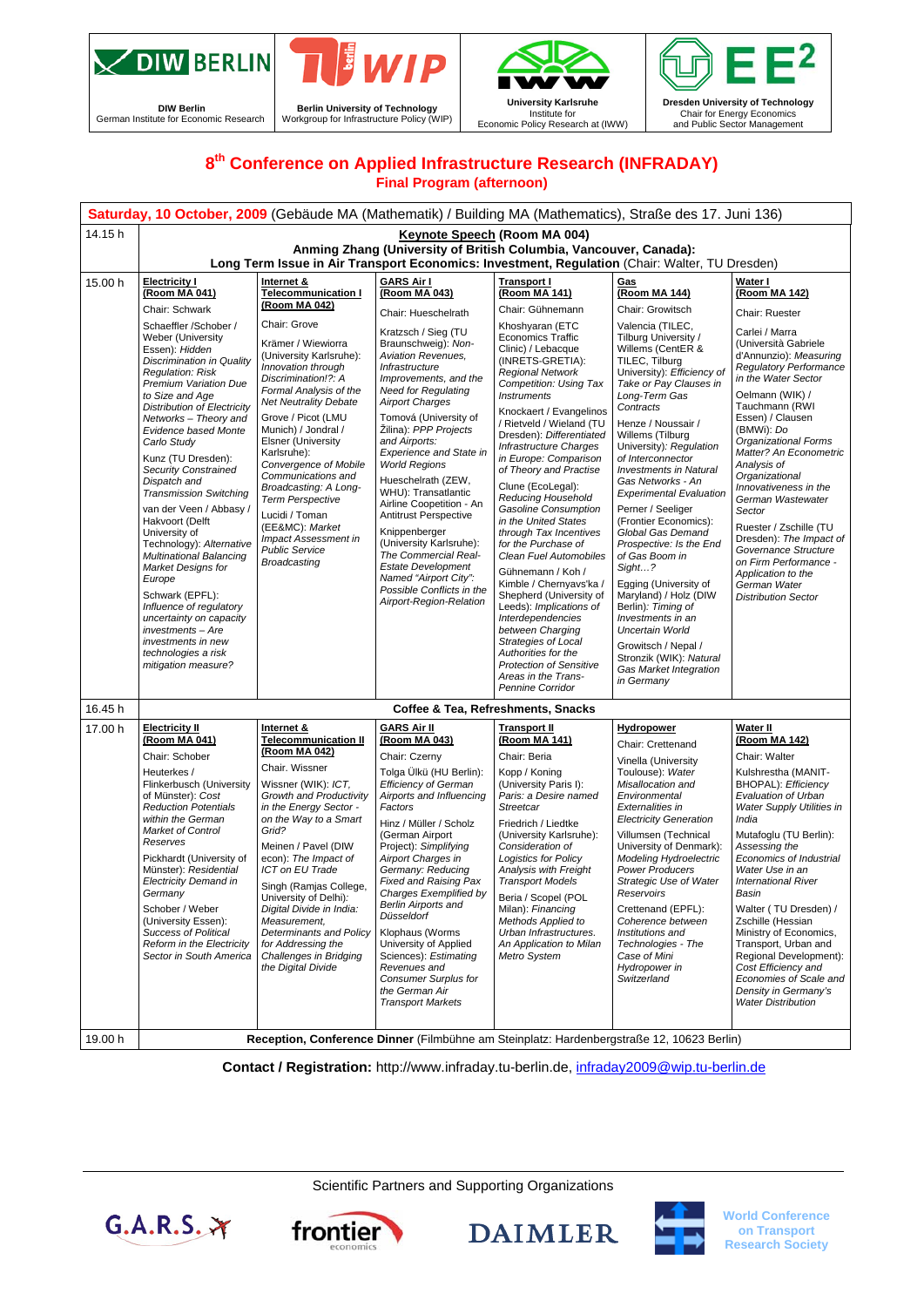DIW Berlin
German Institute for Economic Research

Berlin University of Technology
Workgroup for Infrastructure Policy (WIP)

University Karlsruhe
Institute for
Economic Policy Research at (IWW)

Dresden University of Technology
Chair for Energy Economics
and Public Sector Management

# 8th Conference on Applied Infrastructure Research (INFRADAY)

## Final Program (afternoon)

**Saturday, 10 October, 2009** (Gebäude MA (Mathematik) / Building MA (Mathematics), Straße des 17. Juni 136)

| | | | | | | |
|---|---|---|---|---|---|---|
| 14.15 h | **Keynote Speech (Room MA 004)**<br>**Anming Zhang (University of British Columbia, Vancouver, Canada):**<br>**Long Term Issue in Air Transport Economics: Investment, Regulation** (Chair: Walter, TU Dresden) | | | | | |
| 15.00 h | **Electricity I (Room MA 041)**<br>Chair: Schwark<br>Schaeffler /Schober / Weber (University Essen): *Hidden Discrimination in Quality Regulation: Risk Premium Variation Due to Size and Age Distribution of Electricity Networks – Theory and Evidence based Monte Carlo Study*<br>Kunz (TU Dresden): *Security Constrained Dispatch and Transmission Switching*<br>van der Veen / Abbasy / Hakvoort (Delft University of Technology): *Alternative Multinational Balancing Market Designs for Europe*<br>Schwark (EPFL): *Influence of regulatory uncertainty on capacity investments – Are investments in new technologies a risk mitigation measure?* | **Internet & Telecommunication I (Room MA 042)**<br>Chair: Grove<br>Krämer / Wiewiorra (University Karlsruhe): *Innovation through Discrimination!? A Formal Analysis of the Net Neutrality Debate*<br>Grove / Picot (LMU Munich) / Jondral / Elsner (University Karlsruhe): *Convergence of Mobile Communications and Broadcasting: A Long-Term Perspective*<br>Lucidi / Toman (EE&MC): *Market Impact Assessment in Public Service Broadcasting* | **GARS Air I (Room MA 043)**<br>Chair: Hueschelrath<br>Kratzsch / Sieg (TU Braunschweig): *Non-Aviation Revenues, Infrastructure Improvements, and the Need for Regulating Airport Charges*<br>Tomová (University of Žilina): *PPP Projects and Airports: Experience and State in World Regions*<br>Hueschelrath (ZEW, WHU): *Transatlantic Airline Coopetition - An Antitrust Perspective*<br>Knippenberger (University Karlsruhe): *The Commercial Real-Estate Development Named "Airport City": Possible Conflicts in the Airport-Region-Relation* | **Transport I (Room MA 141)**<br>Chair: Gühnemann<br>Khoshyaran (ETC Economics Traffic Clinic) / Lebacque (INRETS-GRETIA): *Regional Network Competition: Using Tax Instruments*<br>Knockaert / Evangelinos / Rietveld / Wieland (TU Dresden): *Differentiated Infrastructure Charges in Europe: Comparison of Theory and Practise*<br>Clune (EcoLegal): *Reducing Household Gasoline Consumption in the United States through Tax Incentives for the Purchase of Clean Fuel Automobiles*<br>Gühnemann / Koh / Kimble / Chernyavs'ka / Shepherd (University of Leeds): *Implications of Interdependencies between Charging Strategies of Local Authorities for the Protection of Sensitive Areas in the Trans-Pennine Corridor* | **Gas (Room MA 144)**<br>Chair: Growitsch<br>Valencia (TILEC, Tilburg University / Willems (CentER & TILEC, Tilburg University): *Efficiency of Take or Pay Clauses in Long-Term Gas Contracts*<br>Henze / Noussair / Willems (Tilburg University): *Regulation of Interconnector Investments in Natural Gas Networks - An Experimental Evaluation*<br>Perner / Seeliger (Frontier Economics): *Global Gas Demand Prospective: Is the End of Gas Boom in Sight…?*<br>Egging (University of Maryland) / Holz (DIW Berlin): *Timing of Investments in an Uncertain World*<br>Growitsch / Nepal / Stronzik (WIK): *Natural Gas Market Integration in Germany* | **Water I (Room MA 142)**<br>Chair: Ruester<br>Carlei / Marra (Università Gabriele d'Annunzio): *Measuring Regulatory Performance in the Water Sector*<br>Oelmann (WIK) / Tauchmann (RWI Essen) / Clausen (BMWi): *Do Organizational Forms Matter? An Econometric Analysis of Organizational Innovativeness in the German Wastewater Sector*<br>Ruester / Zschille (TU Dresden): *The Impact of Governance Structure on Firm Performance - Application to the German Water Distribution Sector* |
| 16.45 h | **Coffee & Tea, Refreshments, Snacks** | | | | | |
| 17.00 h | **Electricity II (Room MA 041)**<br>Chair: Schober<br>Heuterkes / Flinkerbusch (University of Münster): *Cost Reduction Potentials within the German Market of Control Reserves*<br>Pickhardt (University of Münster): *Residential Electricity Demand in Germany*<br>Schober / Weber (University Essen): *Success of Political Reform in the Electricity Sector in South America* | **Internet & Telecommunication II (Room MA 042)**<br>Chair. Wissner<br>Wissner (WIK): *ICT, Growth and Productivity in the Energy Sector - on the Way to a Smart Grid?*<br>Meinen / Pavel (DIW econ): *The Impact of ICT on EU Trade*<br>Singh (Ramjas College, University of Delhi): *Digital Divide in India: Measurement, Determinants and Policy for Addressing the Challenges in Bridging the Digital Divide* | **GARS Air II (Room MA 043)**<br>Chair: Czerny<br>Tolga Ülkü (HU Berlin): *Efficiency of German Airports and Influencing Factors*<br>Hinz / Müller / Scholz (German Airport Project): *Simplifying Airport Charges in Germany: Reducing Fixed and Raising Pax Charges Exemplified by Berlin Airports and Düsseldorf*<br>Klophaus (Worms University of Applied Sciences): *Estimating Revenues and Consumer Surplus for the German Air Transport Markets* | **Transport II (Room MA 141)**<br>Chair: Beria<br>Kopp / Koning (University Paris I): *Paris: a Desire named Streetcar*<br>Friedrich / Liedtke (University Karlsruhe): *Consideration of Logistics for Policy Analysis with Freight Transport Models*<br>Beria / Scopel (POL Milan): *Financing Methods Applied to Urban Infrastructures. An Application to Milan Metro System* | **Hydropower**<br>Chair: Crettenand<br>Vinella (University Toulouse): *Water Misallocation and Environmental Externalities in Electricity Generation*<br>Villumsen (Technical University of Denmark): *Modeling Hydroelectric Power Producers Strategic Use of Water Reservoirs*<br>Crettenand (EPFL): *Coherence between Institutions and Technologies - The Case of Mini Hydropower in Switzerland* | **Water II (Room MA 142)**<br>Chair: Walter<br>Kulshrestha (MANIT-BHOPAL): *Efficiency Evaluation of Urban Water Supply Utilities in India*<br>Mutafoglu (TU Berlin): *Assessing the Economics of Industrial Water Use in an International River Basin*<br>Walter ( TU Dresden) / Zschille (Hessian Ministry of Economics, Transport, Urban and Regional Development): *Cost Efficiency and Economies of Scale and Density in Germany's Water Distribution* |
| 19.00 h | **Reception, Conference Dinner** (Filmbühne am Steinplatz: Hardenbergstraße 12, 10623 Berlin) | | | | | |

**Contact / Registration:** http://www.infraday.tu-berlin.de, infraday2009@wip.tu-berlin.de

Scientific Partners and Supporting Organizations

G.A.R.S. — frontier economics — DAIMLER — World Conference on Transport Research Society